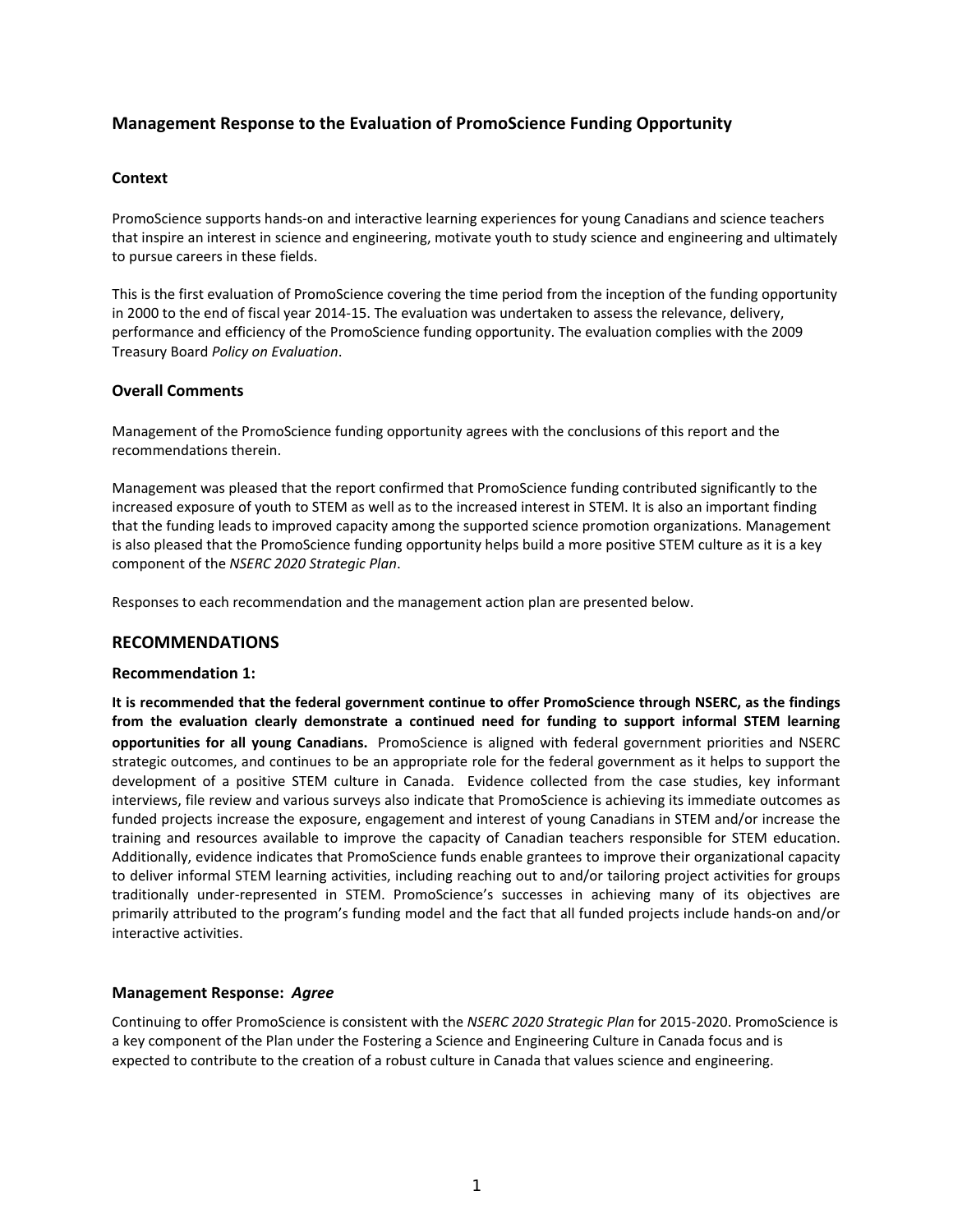# Management Response to the Evaluation of PromoScience Funding Opportunity

### Context

PromoScience supports hands-on and interactive learning experiences for young Canadians and science teachers that inspire an interest in science and engineering, motivate youth to study science and engineering and ultimately to pursue careers in these fields.

This is the first evaluation of PromoScience covering the time period from the inception of the funding opportunity in 2000 to the end of fiscal year 2014-15. The evaluation was undertaken to assess the relevance, delivery, performance and efficiency of the PromoScience funding opportunity. The evaluation complies with the 2009 Treasury Board *Policy on Evaluation*.

### Overall Comments

Management of the PromoScience funding opportunity agrees with the conclusions of this report and the recommendations therein.

Management was pleased that the report confirmed that PromoScience funding contributed significantly to the increased exposure of youth to STEM as well as to the increased interest in STEM. It is also an important finding that the funding leads to improved capacity among the supported science promotion organizations. Management is also pleased that the PromoScience funding opportunity helps build a more positive STEM culture as it is a key component of the *NSERC 2020 Strategic Plan*.

Responses to each recommendation and the management action plan are presented below.

## RECOMMENDATIONS

### Recommendation 1:

**It is recommended that the federal government continue to offer PromoScience through NSERC, as the findings from the evaluation clearly demonstrate a continued need for funding to support informal STEM learning opportunities for all young Canadians.** PromoScience is aligned with federal government priorities and NSERC strategic outcomes, and continues to be an appropriate role for the federal government as it helps to support the development of a positive STEM culture in Canada. Evidence collected from the case studies, key informant interviews, file review and various surveys also indicate that PromoScience is achieving its immediate outcomes as funded projects increase the exposure, engagement and interest of young Canadians in STEM and/or increase the training and resources available to improve the capacity of Canadian teachers responsible for STEM education. Additionally, evidence indicates that PromoScience funds enable grantees to improve their organizational capacity to deliver informal STEM learning activities, including reaching out to and/or tailoring project activities for groups traditionally under-represented in STEM. PromoScience's successes in achieving many of its objectives are primarily attributed to the program's funding model and the fact that all funded projects include hands-on and/or interactive activities.

### Management Response: *Agree*

Continuing to offer PromoScience is consistent with the *NSERC 2020 Strategic Plan* for 2015-2020. PromoScience is a key component of the Plan under the Fostering a Science and Engineering Culture in Canada focus and is expected to contribute to the creation of a robust culture in Canada that values science and engineering.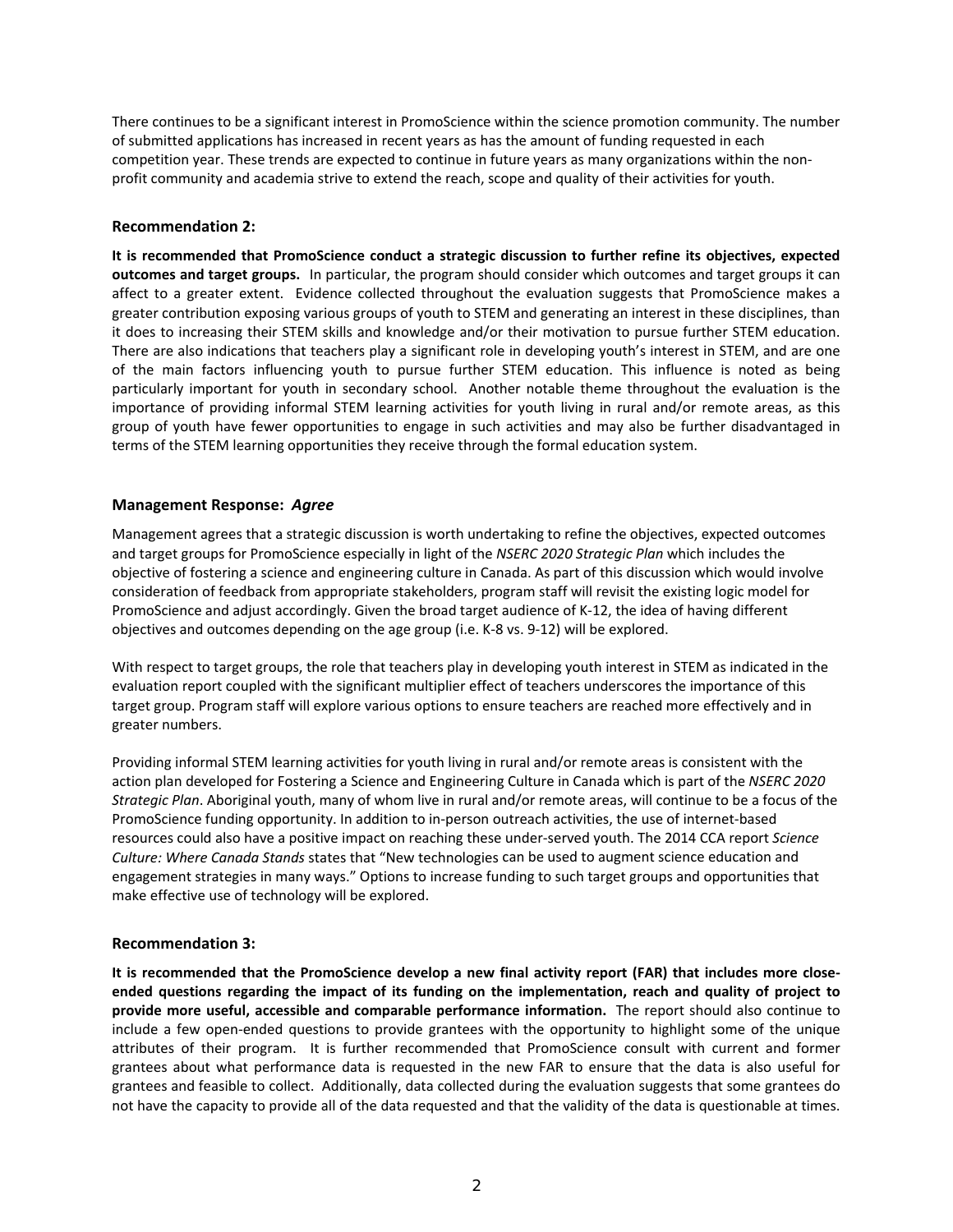There continues to be a significant interest in PromoScience within the science promotion community. The number of submitted applications has increased in recent years as has the amount of funding requested in each competition year. These trends are expected to continue in future years as many organizations within the non-profit community and academia strive to extend the reach, scope and quality of their activities for youth.

### Recommendation 2:

**It is recommended that PromoScience conduct a strategic discussion to further refine its objectives, expected outcomes and target groups.** In particular, the program should consider which outcomes and target groups it can affect to a greater extent. Evidence collected throughout the evaluation suggests that PromoScience makes a greater contribution exposing various groups of youth to STEM and generating an interest in these disciplines, than it does to increasing their STEM skills and knowledge and/or their motivation to pursue further STEM education. There are also indications that teachers play a significant role in developing youth's interest in STEM, and are one of the main factors influencing youth to pursue further STEM education. This influence is noted as being particularly important for youth in secondary school. Another notable theme throughout the evaluation is the importance of providing informal STEM learning activities for youth living in rural and/or remote areas, as this group of youth have fewer opportunities to engage in such activities and may also be further disadvantaged in terms of the STEM learning opportunities they receive through the formal education system.

### Management Response: *Agree*

Management agrees that a strategic discussion is worth undertaking to refine the objectives, expected outcomes and target groups for PromoScience especially in light of the *NSERC 2020 Strategic Plan* which includes the objective of fostering a science and engineering culture in Canada. As part of this discussion which would involve consideration of feedback from appropriate stakeholders, program staff will revisit the existing logic model for PromoScience and adjust accordingly. Given the broad target audience of K-12, the idea of having different objectives and outcomes depending on the age group (i.e. K-8 vs. 9-12) will be explored.

With respect to target groups, the role that teachers play in developing youth interest in STEM as indicated in the evaluation report coupled with the significant multiplier effect of teachers underscores the importance of this target group. Program staff will explore various options to ensure teachers are reached more effectively and in greater numbers.

Providing informal STEM learning activities for youth living in rural and/or remote areas is consistent with the action plan developed for Fostering a Science and Engineering Culture in Canada which is part of the *NSERC 2020 Strategic Plan*. Aboriginal youth, many of whom live in rural and/or remote areas, will continue to be a focus of the PromoScience funding opportunity. In addition to in-person outreach activities, the use of internet-based resources could also have a positive impact on reaching these under-served youth. The 2014 CCA report *Science Culture: Where Canada Stands* states that "New technologies can be used to augment science education and engagement strategies in many ways." Options to increase funding to such target groups and opportunities that make effective use of technology will be explored.

### Recommendation 3:

**It is recommended that the PromoScience develop a new final activity report (FAR) that includes more close-ended questions regarding the impact of its funding on the implementation, reach and quality of project to provide more useful, accessible and comparable performance information.** The report should also continue to include a few open-ended questions to provide grantees with the opportunity to highlight some of the unique attributes of their program. It is further recommended that PromoScience consult with current and former grantees about what performance data is requested in the new FAR to ensure that the data is also useful for grantees and feasible to collect. Additionally, data collected during the evaluation suggests that some grantees do not have the capacity to provide all of the data requested and that the validity of the data is questionable at times.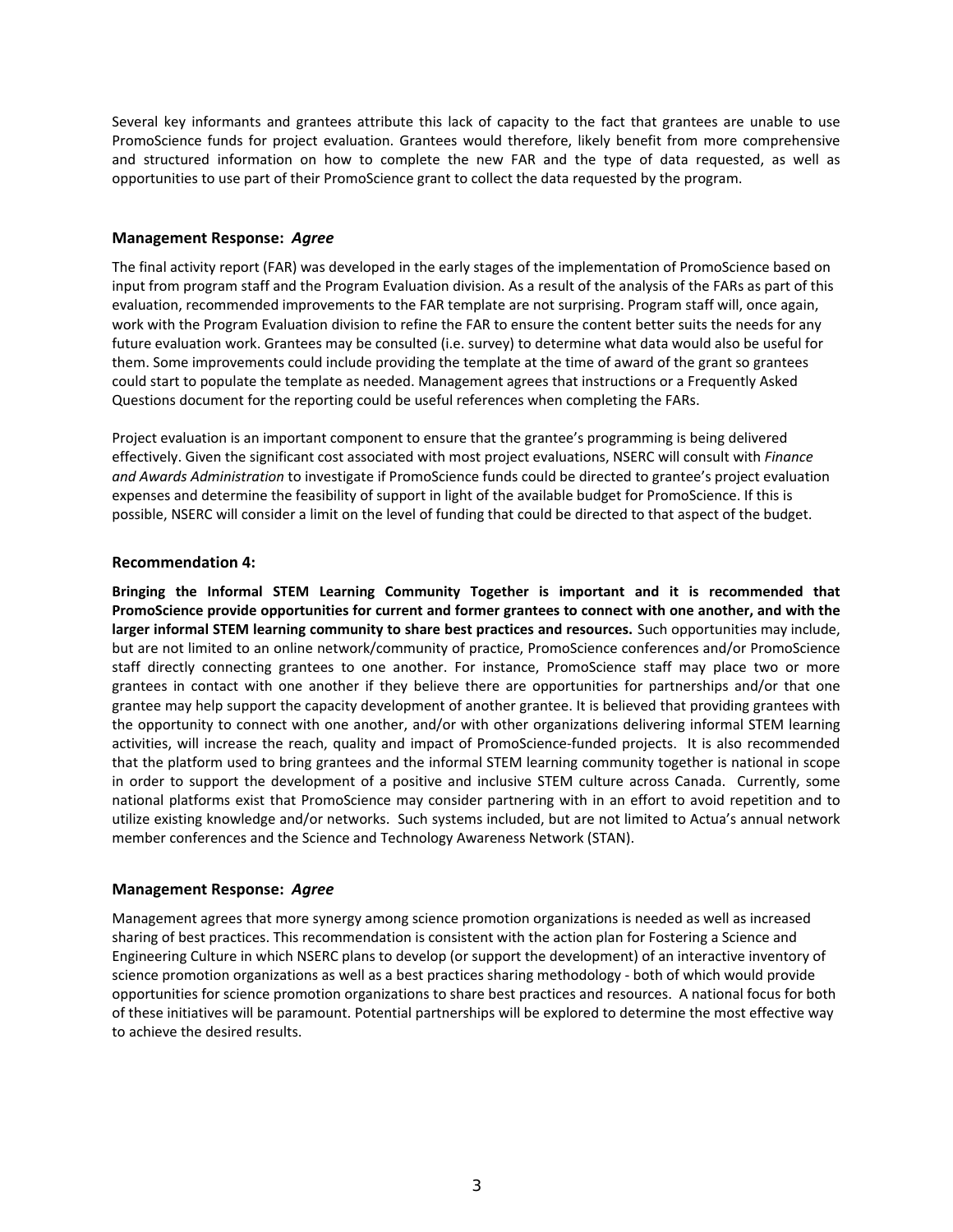Several key informants and grantees attribute this lack of capacity to the fact that grantees are unable to use PromoScience funds for project evaluation. Grantees would therefore, likely benefit from more comprehensive and structured information on how to complete the new FAR and the type of data requested, as well as opportunities to use part of their PromoScience grant to collect the data requested by the program.

### Management Response: *Agree*

The final activity report (FAR) was developed in the early stages of the implementation of PromoScience based on input from program staff and the Program Evaluation division. As a result of the analysis of the FARs as part of this evaluation, recommended improvements to the FAR template are not surprising. Program staff will, once again, work with the Program Evaluation division to refine the FAR to ensure the content better suits the needs for any future evaluation work. Grantees may be consulted (i.e. survey) to determine what data would also be useful for them. Some improvements could include providing the template at the time of award of the grant so grantees could start to populate the template as needed. Management agrees that instructions or a Frequently Asked Questions document for the reporting could be useful references when completing the FARs.

Project evaluation is an important component to ensure that the grantee's programming is being delivered effectively. Given the significant cost associated with most project evaluations, NSERC will consult with *Finance and Awards Administration* to investigate if PromoScience funds could be directed to grantee's project evaluation expenses and determine the feasibility of support in light of the available budget for PromoScience. If this is possible, NSERC will consider a limit on the level of funding that could be directed to that aspect of the budget.

### Recommendation 4:

**Bringing the Informal STEM Learning Community Together is important and it is recommended that PromoScience provide opportunities for current and former grantees to connect with one another, and with the larger informal STEM learning community to share best practices and resources.** Such opportunities may include, but are not limited to an online network/community of practice, PromoScience conferences and/or PromoScience staff directly connecting grantees to one another. For instance, PromoScience staff may place two or more grantees in contact with one another if they believe there are opportunities for partnerships and/or that one grantee may help support the capacity development of another grantee. It is believed that providing grantees with the opportunity to connect with one another, and/or with other organizations delivering informal STEM learning activities, will increase the reach, quality and impact of PromoScience-funded projects. It is also recommended that the platform used to bring grantees and the informal STEM learning community together is national in scope in order to support the development of a positive and inclusive STEM culture across Canada. Currently, some national platforms exist that PromoScience may consider partnering with in an effort to avoid repetition and to utilize existing knowledge and/or networks. Such systems included, but are not limited to Actua's annual network member conferences and the Science and Technology Awareness Network (STAN).

### Management Response: *Agree*

Management agrees that more synergy among science promotion organizations is needed as well as increased sharing of best practices. This recommendation is consistent with the action plan for Fostering a Science and Engineering Culture in which NSERC plans to develop (or support the development) of an interactive inventory of science promotion organizations as well as a best practices sharing methodology - both of which would provide opportunities for science promotion organizations to share best practices and resources. A national focus for both of these initiatives will be paramount. Potential partnerships will be explored to determine the most effective way to achieve the desired results.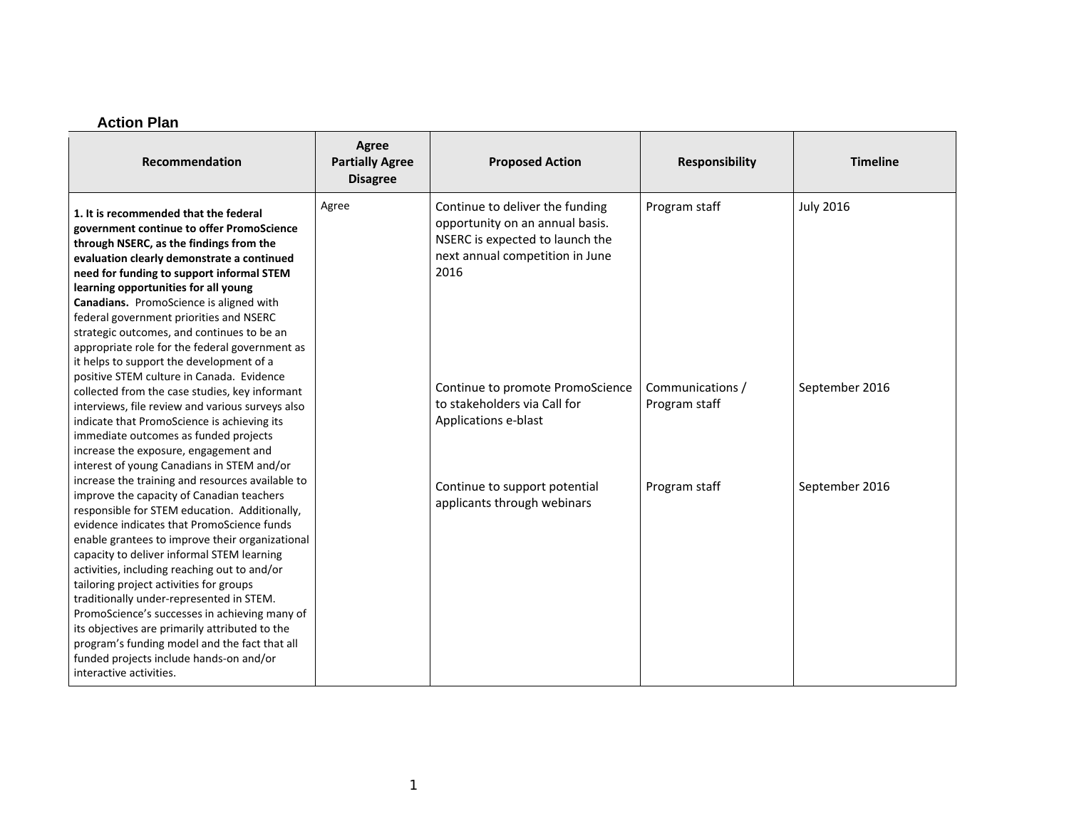### Action Plan

| Recommendation | Agree<br>Partially Agree<br>Disagree | Proposed Action | Responsibility | Timeline |
|---|---|---|---|---|
| **1. It is recommended that the federal government continue to offer PromoScience through NSERC, as the findings from the evaluation clearly demonstrate a continued need for funding to support informal STEM learning opportunities for all young Canadians.** PromoScience is aligned with federal government priorities and NSERC strategic outcomes, and continues to be an appropriate role for the federal government as it helps to support the development of a positive STEM culture in Canada. Evidence collected from the case studies, key informant interviews, file review and various surveys also indicate that PromoScience is achieving its immediate outcomes as funded projects increase the exposure, engagement and interest of young Canadians in STEM and/or increase the training and resources available to improve the capacity of Canadian teachers responsible for STEM education. Additionally, evidence indicates that PromoScience funds enable grantees to improve their organizational capacity to deliver informal STEM learning activities, including reaching out to and/or tailoring project activities for groups traditionally under-represented in STEM. PromoScience's successes in achieving many of its objectives are primarily attributed to the program's funding model and the fact that all funded projects include hands-on and/or interactive activities. | Agree | Continue to deliver the funding opportunity on an annual basis. NSERC is expected to launch the next annual competition in June 2016<br><br>Continue to promote PromoScience to stakeholders via Call for Applications e-blast<br><br>Continue to support potential applicants through webinars | Program staff<br><br>Communications / Program staff<br><br>Program staff | July 2016<br><br>September 2016<br><br>September 2016 |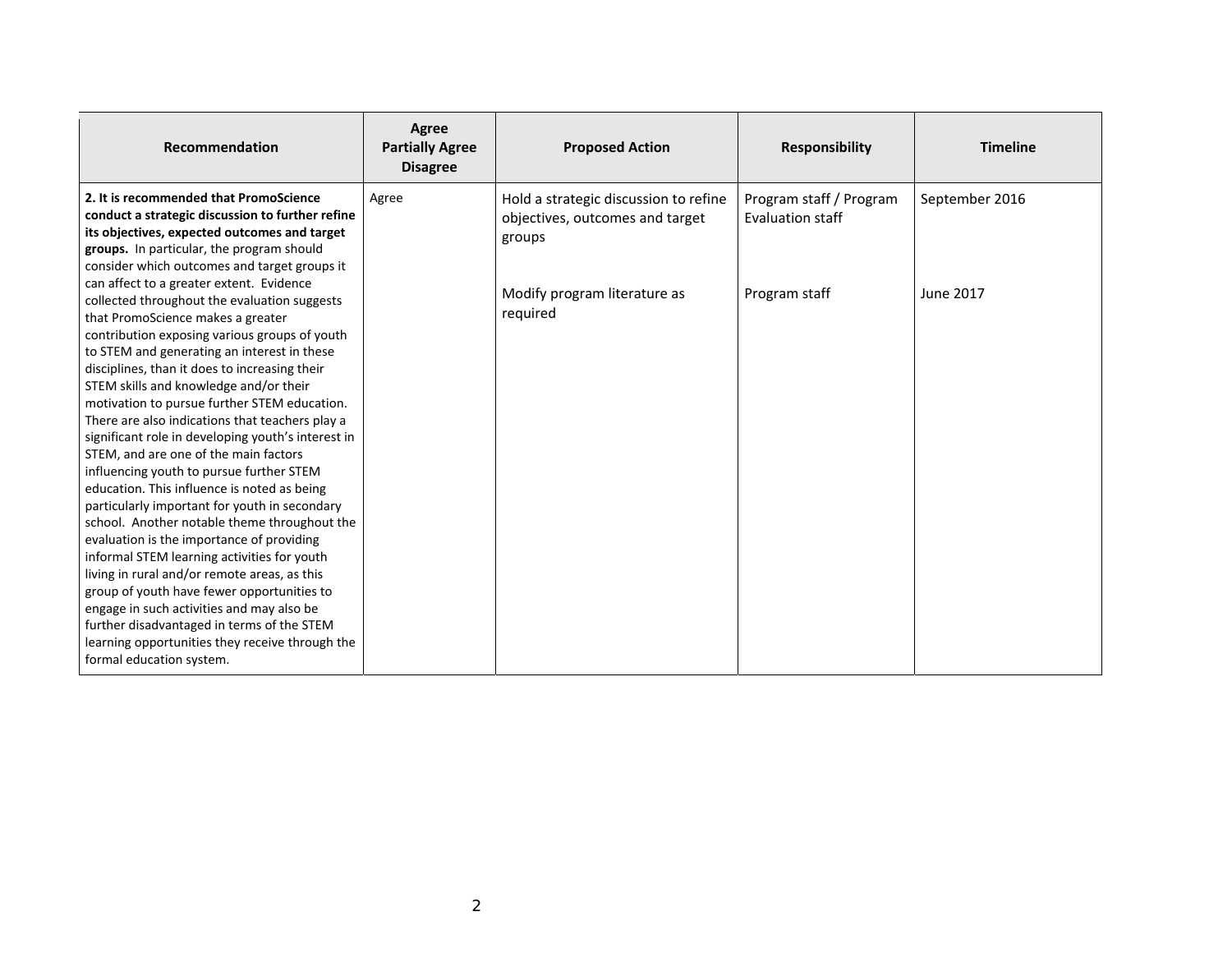| Recommendation | Agree<br>Partially Agree<br>Disagree | Proposed Action | Responsibility | Timeline |
|---|---|---|---|---|
| **2. It is recommended that PromoScience conduct a strategic discussion to further refine its objectives, expected outcomes and target groups.** In particular, the program should consider which outcomes and target groups it can affect to a greater extent. Evidence collected throughout the evaluation suggests that PromoScience makes a greater contribution exposing various groups of youth to STEM and generating an interest in these disciplines, than it does to increasing their STEM skills and knowledge and/or their motivation to pursue further STEM education. There are also indications that teachers play a significant role in developing youth's interest in STEM, and are one of the main factors influencing youth to pursue further STEM education. This influence is noted as being particularly important for youth in secondary school. Another notable theme throughout the evaluation is the importance of providing informal STEM learning activities for youth living in rural and/or remote areas, as this group of youth have fewer opportunities to engage in such activities and may also be further disadvantaged in terms of the STEM learning opportunities they receive through the formal education system. | Agree | Hold a strategic discussion to refine objectives, outcomes and target groups<br><br>Modify program literature as required | Program staff / Program Evaluation staff<br><br>Program staff | September 2016<br><br>June 2017 |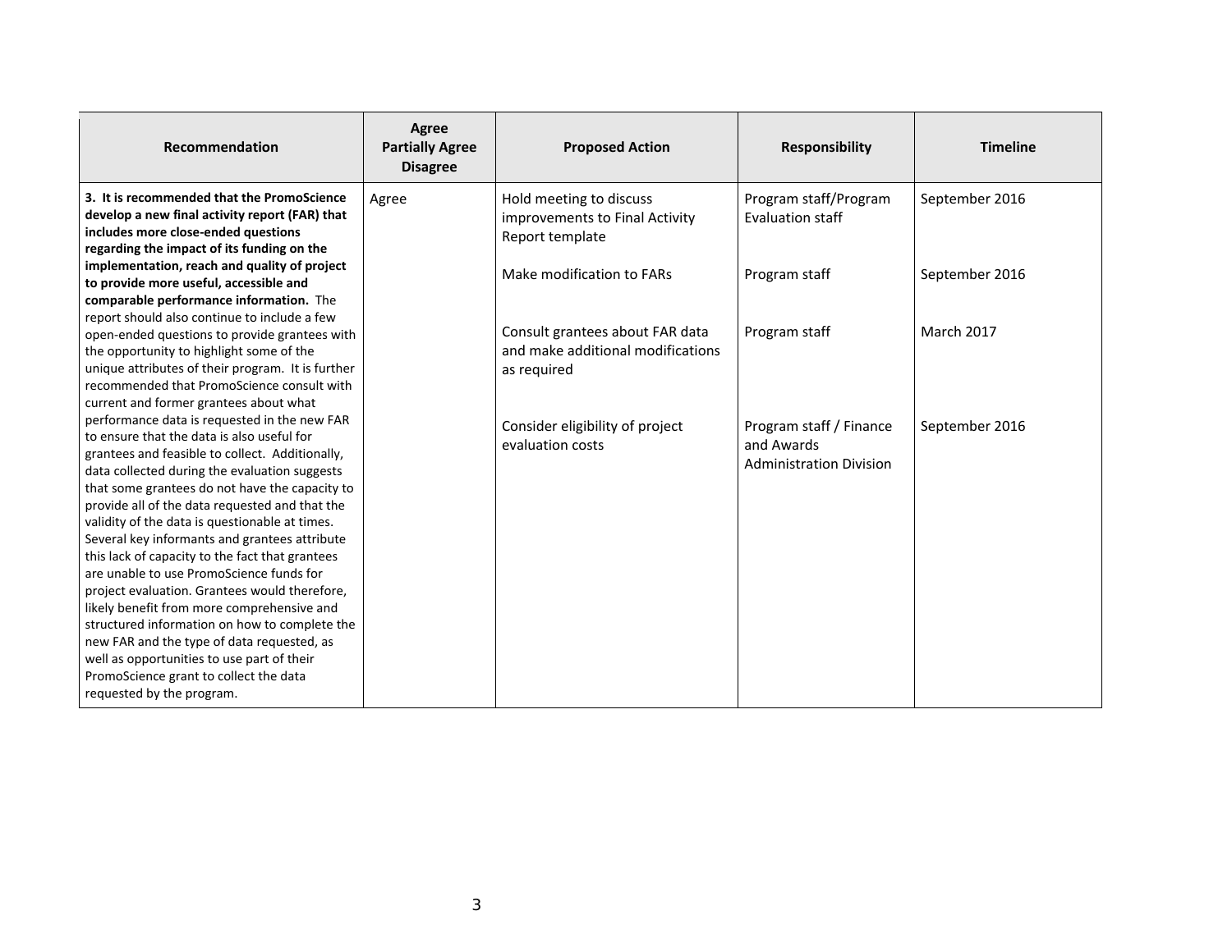| Recommendation | Agree<br>Partially Agree<br>Disagree | Proposed Action | Responsibility | Timeline |
|---|---|---|---|---|
| **3. It is recommended that the PromoScience develop a new final activity report (FAR) that includes more close-ended questions regarding the impact of its funding on the implementation, reach and quality of project to provide more useful, accessible and comparable performance information.** The report should also continue to include a few open-ended questions to provide grantees with the opportunity to highlight some of the unique attributes of their program. It is further recommended that PromoScience consult with current and former grantees about what performance data is requested in the new FAR to ensure that the data is also useful for grantees and feasible to collect. Additionally, data collected during the evaluation suggests that some grantees do not have the capacity to provide all of the data requested and that the validity of the data is questionable at times. Several key informants and grantees attribute this lack of capacity to the fact that grantees are unable to use PromoScience funds for project evaluation. Grantees would therefore, likely benefit from more comprehensive and structured information on how to complete the new FAR and the type of data requested, as well as opportunities to use part of their PromoScience grant to collect the data requested by the program. | Agree | Hold meeting to discuss improvements to Final Activity Report template<br><br>Make modification to FARs<br><br>Consult grantees about FAR data and make additional modifications as required<br><br>Consider eligibility of project evaluation costs | Program staff/Program Evaluation staff<br><br>Program staff<br><br>Program staff<br><br>Program staff / Finance and Awards Administration Division | September 2016<br><br>September 2016<br><br>March 2017<br><br>September 2016 |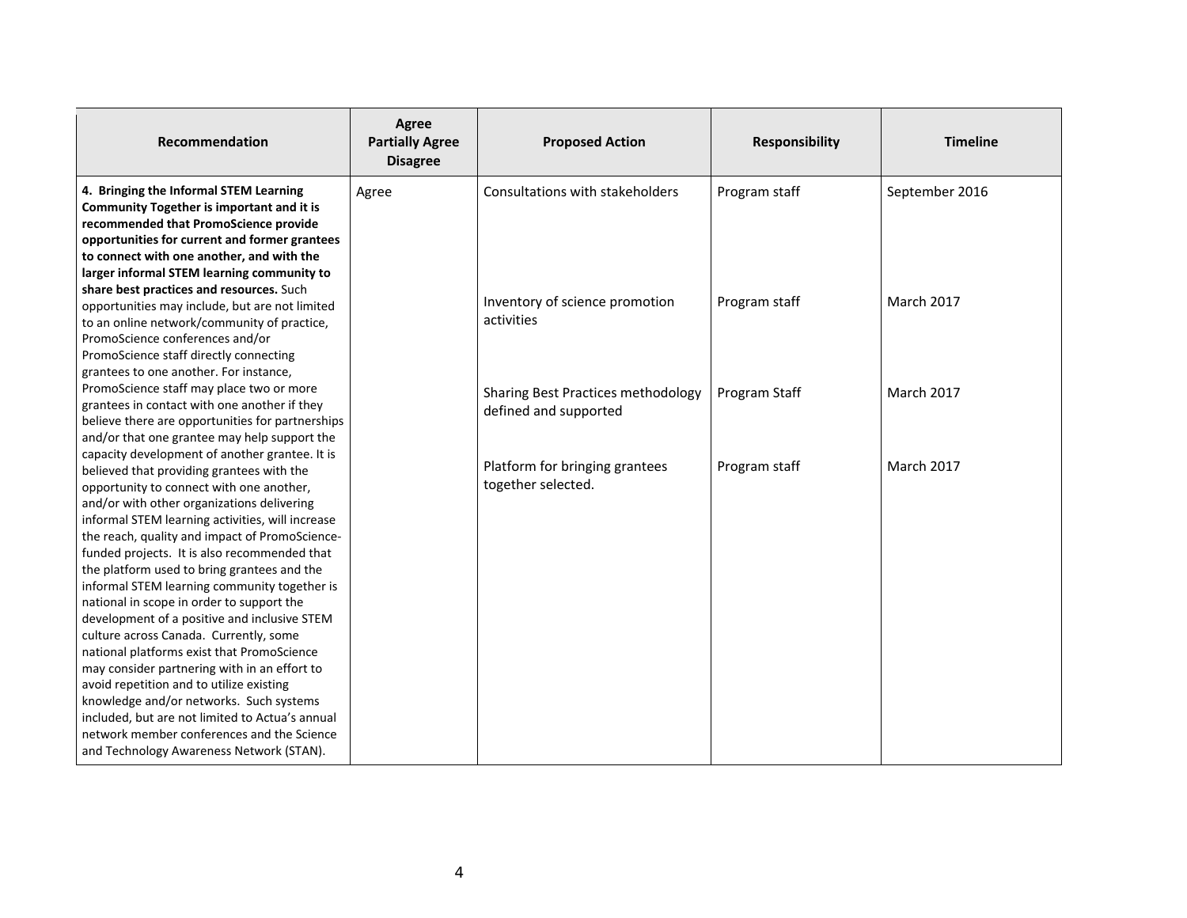| Recommendation | Agree<br>Partially Agree<br>Disagree | Proposed Action | Responsibility | Timeline |
|---|---|---|---|---|
| **4. Bringing the Informal STEM Learning Community Together is important and it is recommended that PromoScience provide opportunities for current and former grantees to connect with one another, and with the larger informal STEM learning community to share best practices and resources.** Such opportunities may include, but are not limited to an online network/community of practice, PromoScience conferences and/or PromoScience staff directly connecting grantees to one another. For instance, PromoScience staff may place two or more grantees in contact with one another if they believe there are opportunities for partnerships and/or that one grantee may help support the capacity development of another grantee. It is believed that providing grantees with the opportunity to connect with one another, and/or with other organizations delivering informal STEM learning activities, will increase the reach, quality and impact of PromoScience-funded projects. It is also recommended that the platform used to bring grantees and the informal STEM learning community together is national in scope in order to support the development of a positive and inclusive STEM culture across Canada. Currently, some national platforms exist that PromoScience may consider partnering with in an effort to avoid repetition and to utilize existing knowledge and/or networks. Such systems included, but are not limited to Actua's annual network member conferences and the Science and Technology Awareness Network (STAN). | Agree | Consultations with stakeholders<br><br>Inventory of science promotion activities<br><br>Sharing Best Practices methodology defined and supported<br><br>Platform for bringing grantees together selected. | Program staff<br><br>Program staff<br><br>Program Staff<br><br>Program staff | September 2016<br><br>March 2017<br><br>March 2017<br><br>March 2017 |